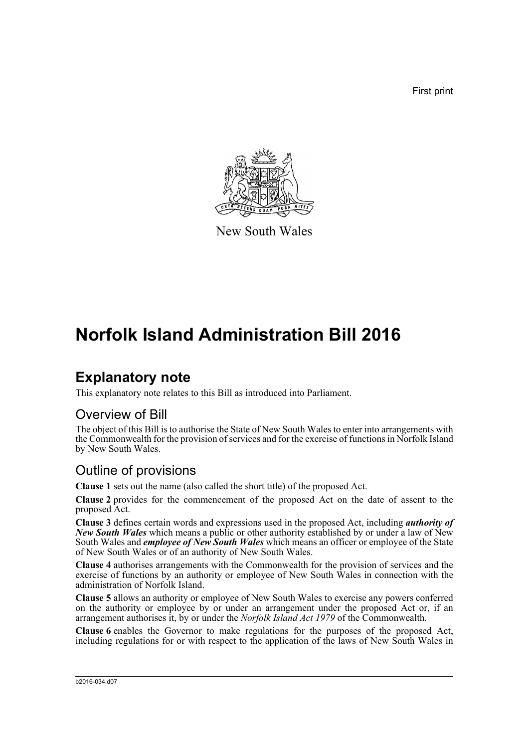First print

New South Wales

# Norfolk Island Administration Bill 2016

## Explanatory note

This explanatory note relates to this Bill as introduced into Parliament.

### Overview of Bill

The object of this Bill is to authorise the State of New South Wales to enter into arrangements with the Commonwealth for the provision of services and for the exercise of functions in Norfolk Island by New South Wales.

### Outline of provisions

**Clause 1** sets out the name (also called the short title) of the proposed Act.

**Clause 2** provides for the commencement of the proposed Act on the date of assent to the proposed Act.

**Clause 3** defines certain words and expressions used in the proposed Act, including ***authority of New South Wales*** which means a public or other authority established by or under a law of New South Wales and ***employee of New South Wales*** which means an officer or employee of the State of New South Wales or of an authority of New South Wales.

**Clause 4** authorises arrangements with the Commonwealth for the provision of services and the exercise of functions by an authority or employee of New South Wales in connection with the administration of Norfolk Island.

**Clause 5** allows an authority or employee of New South Wales to exercise any powers conferred on the authority or employee by or under an arrangement under the proposed Act or, if an arrangement authorises it, by or under the *Norfolk Island Act 1979* of the Commonwealth.

**Clause 6** enables the Governor to make regulations for the purposes of the proposed Act, including regulations for or with respect to the application of the laws of New South Wales in

b2016-034.d07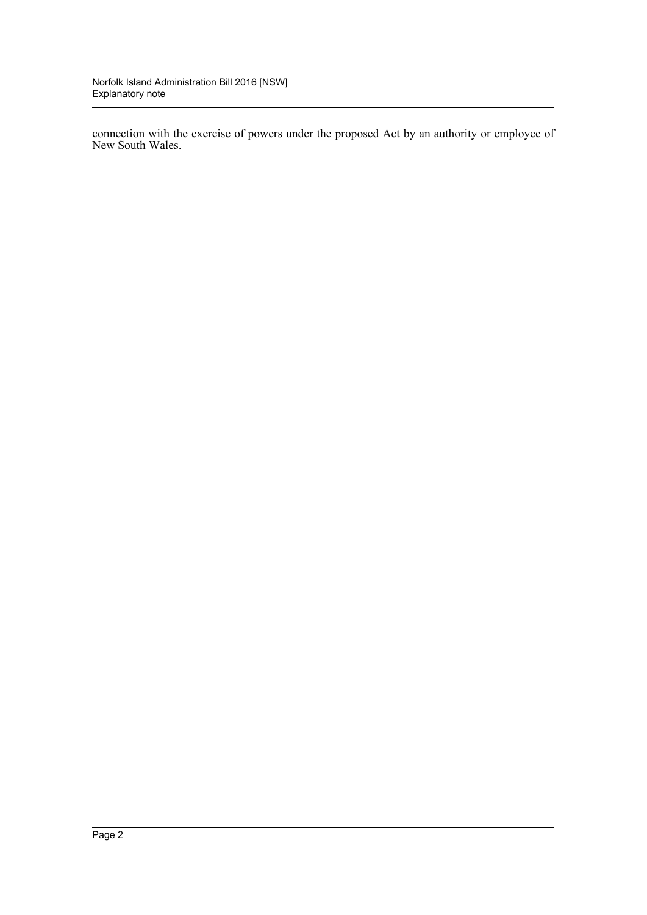connection with the exercise of powers under the proposed Act by an authority or employee of New South Wales.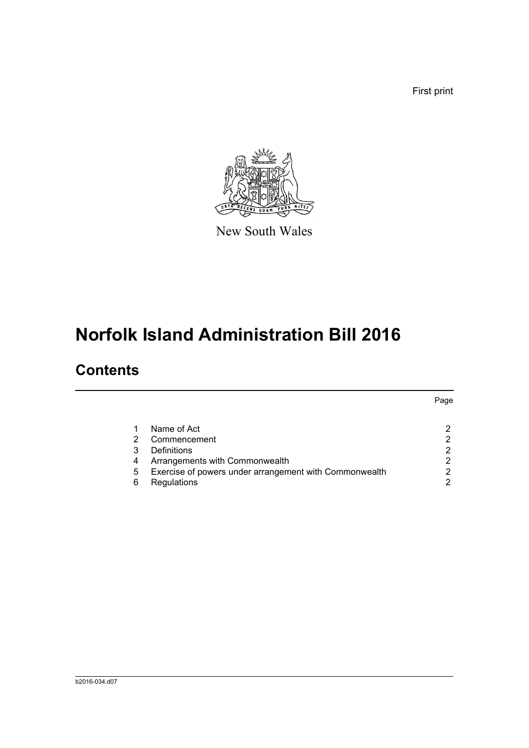First print

New South Wales

# Norfolk Island Administration Bill 2016

## Contents

| | | Page |
|---|---|---|
| 1 | Name of Act | 2 |
| 2 | Commencement | 2 |
| 3 | Definitions | 2 |
| 4 | Arrangements with Commonwealth | 2 |
| 5 | Exercise of powers under arrangement with Commonwealth | 2 |
| 6 | Regulations | 2 |

b2016-034.d07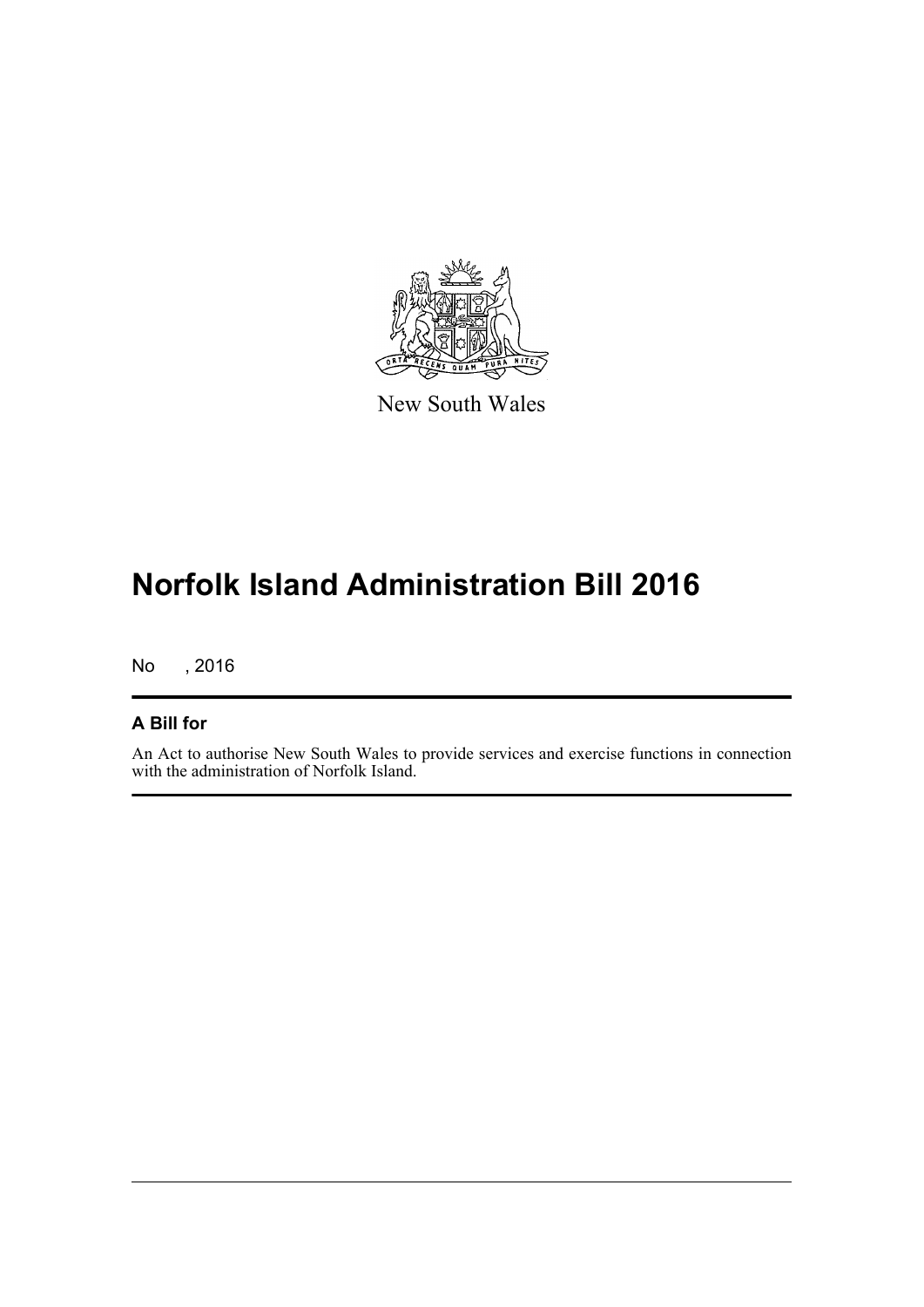New South Wales

# Norfolk Island Administration Bill 2016

No , 2016

## A Bill for

An Act to authorise New South Wales to provide services and exercise functions in connection with the administration of Norfolk Island.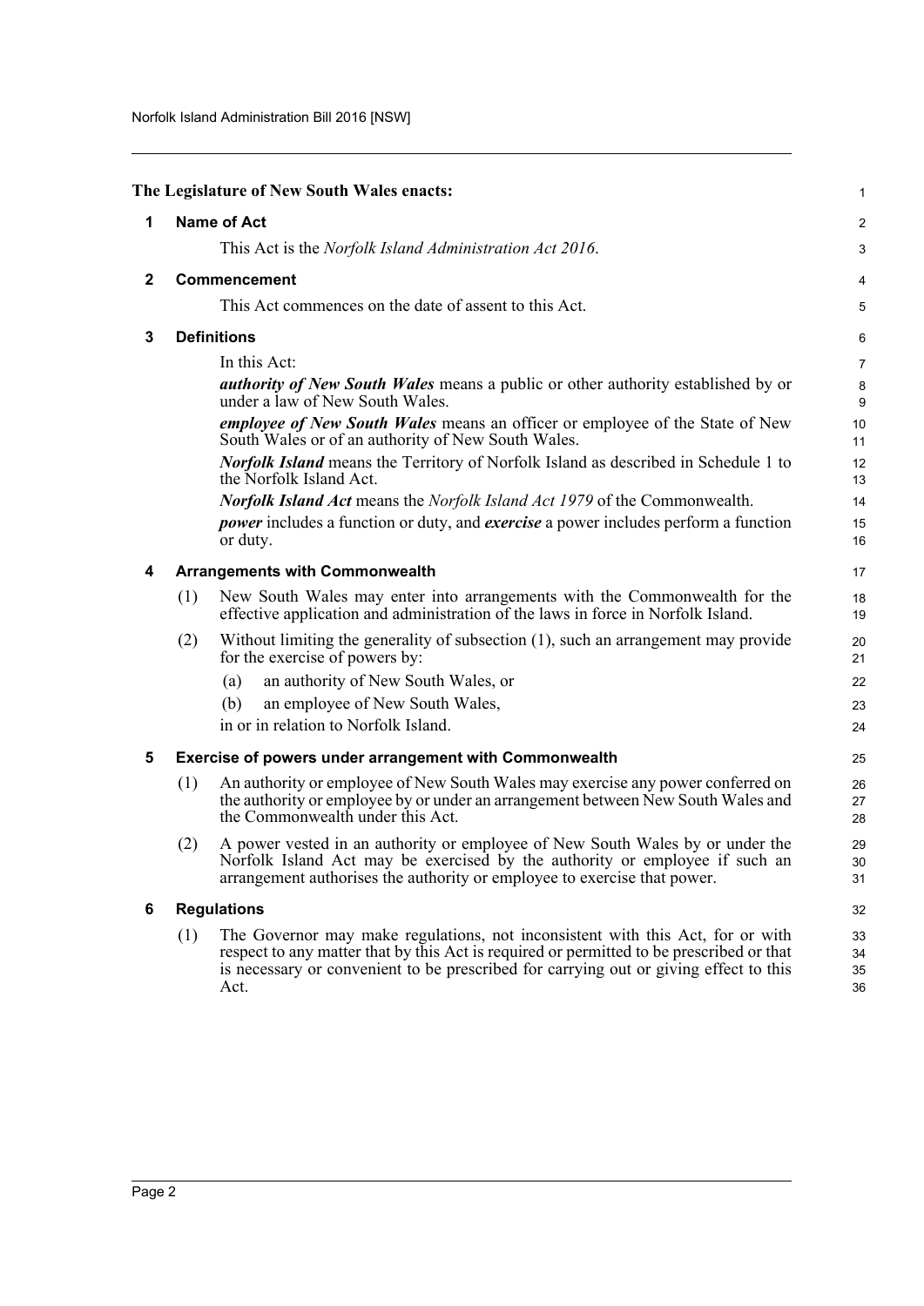**The Legislature of New South Wales enacts:**

## 1 Name of Act

This Act is the *Norfolk Island Administration Act 2016*.

## 2 Commencement

This Act commences on the date of assent to this Act.

## 3 Definitions

In this Act:

***authority of New South Wales*** means a public or other authority established by or under a law of New South Wales.

***employee of New South Wales*** means an officer or employee of the State of New South Wales or of an authority of New South Wales.

***Norfolk Island*** means the Territory of Norfolk Island as described in Schedule 1 to the Norfolk Island Act.

***Norfolk Island Act*** means the *Norfolk Island Act 1979* of the Commonwealth.

***power*** includes a function or duty, and ***exercise*** a power includes perform a function or duty.

## 4 Arrangements with Commonwealth

(1) New South Wales may enter into arrangements with the Commonwealth for the effective application and administration of the laws in force in Norfolk Island.

(2) Without limiting the generality of subsection (1), such an arrangement may provide for the exercise of powers by:

- (a) an authority of New South Wales, or
- (b) an employee of New South Wales,

in or in relation to Norfolk Island.

## 5 Exercise of powers under arrangement with Commonwealth

(1) An authority or employee of New South Wales may exercise any power conferred on the authority or employee by or under an arrangement between New South Wales and the Commonwealth under this Act.

(2) A power vested in an authority or employee of New South Wales by or under the Norfolk Island Act may be exercised by the authority or employee if such an arrangement authorises the authority or employee to exercise that power.

## 6 Regulations

(1) The Governor may make regulations, not inconsistent with this Act, for or with respect to any matter that by this Act is required or permitted to be prescribed or that is necessary or convenient to be prescribed for carrying out or giving effect to this Act.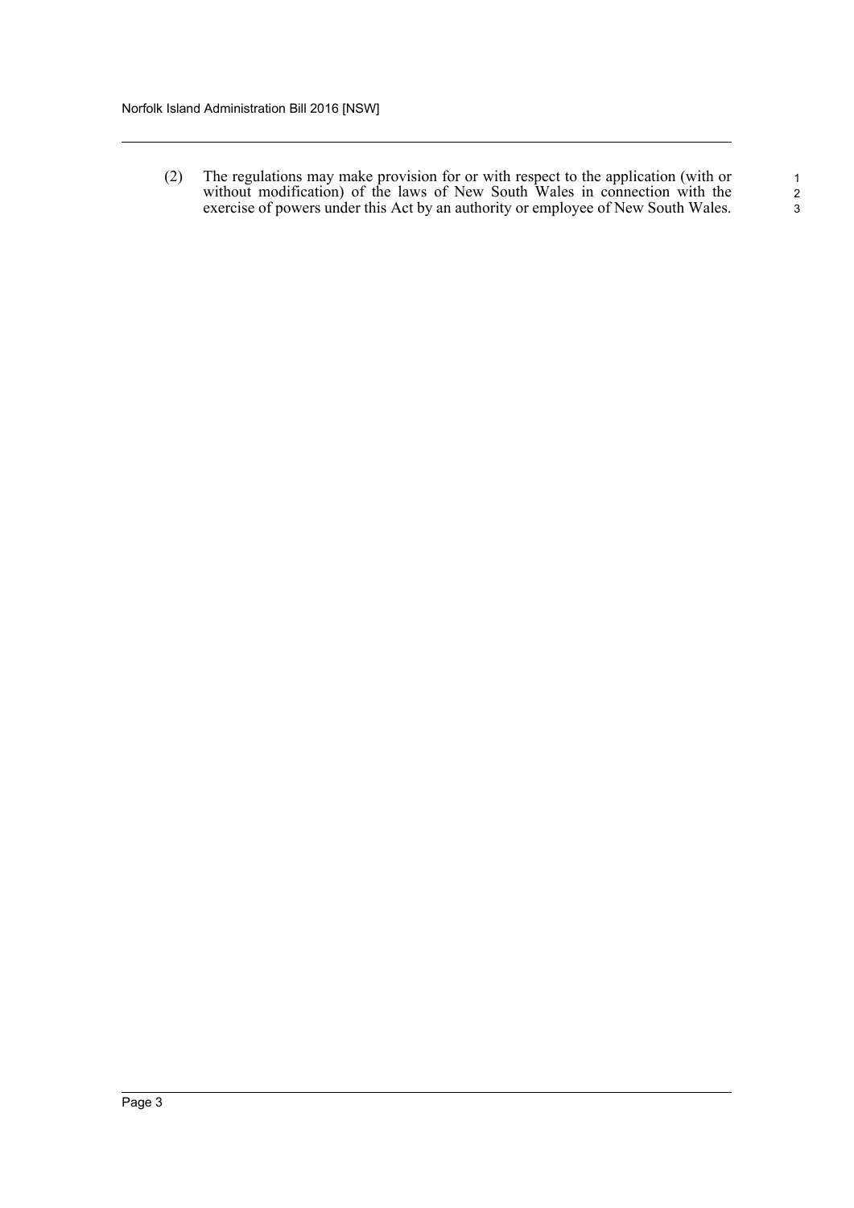(2) The regulations may make provision for or with respect to the application (with or without modification) of the laws of New South Wales in connection with the exercise of powers under this Act by an authority or employee of New South Wales.